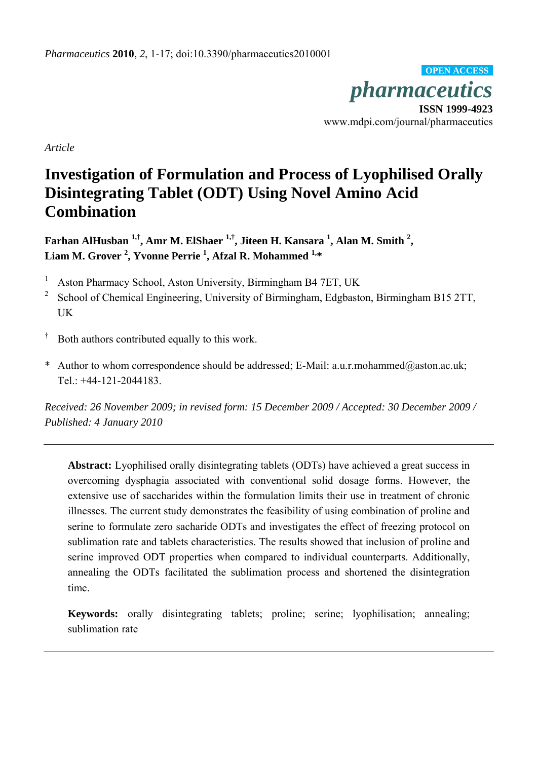*Article*

# Investigation of Formulation and Process of Lyophilised Orally Disintegrating Tablet (ODT) Using Novel Amino Acid Combination

**Farhan AlHusban [1,†], Amr M. ElShaer [1,†], Jiteen H. Kansara [1], Alan M. Smith [2], Liam M. Grover [2], Yvonne Perrie [1], Afzal R. Mohammed [1,*]**

[1] Aston Pharmacy School, Aston University, Birmingham B4 7ET, UK

[2] School of Chemical Engineering, University of Birmingham, Edgbaston, Birmingham B15 2TT, UK

† Both authors contributed equally to this work.

\* Author to whom correspondence should be addressed; E-Mail: a.u.r.mohammed@aston.ac.uk; Tel.: +44-121-2044183.

*Received: 26 November 2009; in revised form: 15 December 2009 / Accepted: 30 December 2009 / Published: 4 January 2010*

---

**Abstract:** Lyophilised orally disintegrating tablets (ODTs) have achieved a great success in overcoming dysphagia associated with conventional solid dosage forms. However, the extensive use of saccharides within the formulation limits their use in treatment of chronic illnesses. The current study demonstrates the feasibility of using combination of proline and serine to formulate zero sacharide ODTs and investigates the effect of freezing protocol on sublimation rate and tablets characteristics. The results showed that inclusion of proline and serine improved ODT properties when compared to individual counterparts. Additionally, annealing the ODTs facilitated the sublimation process and shortened the disintegration time.

**Keywords:** orally disintegrating tablets; proline; serine; lyophilisation; annealing; sublimation rate

---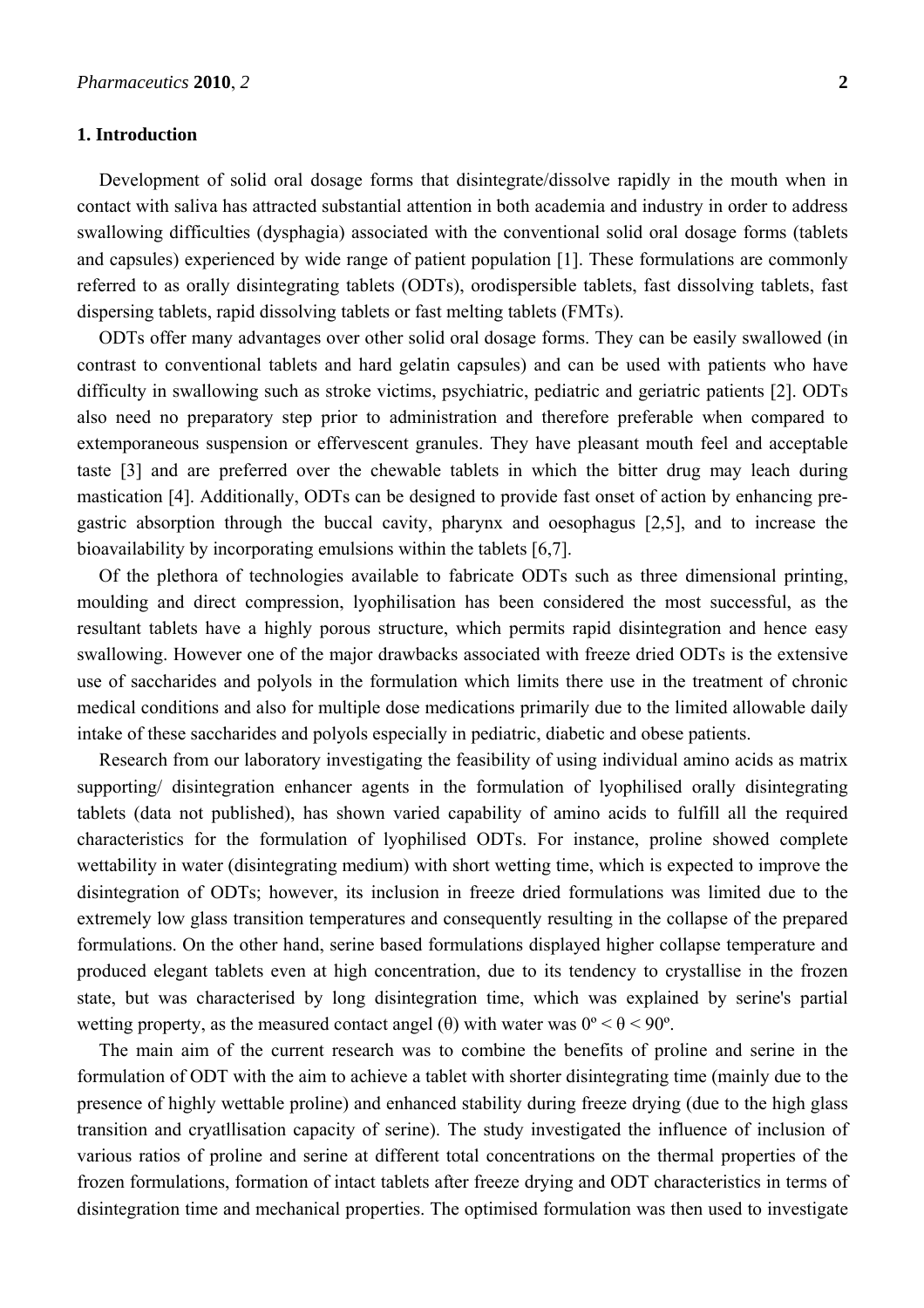## 1. Introduction

Development of solid oral dosage forms that disintegrate/dissolve rapidly in the mouth when in contact with saliva has attracted substantial attention in both academia and industry in order to address swallowing difficulties (dysphagia) associated with the conventional solid oral dosage forms (tablets and capsules) experienced by wide range of patient population [1]. These formulations are commonly referred to as orally disintegrating tablets (ODTs), orodispersible tablets, fast dissolving tablets, fast dispersing tablets, rapid dissolving tablets or fast melting tablets (FMTs).

ODTs offer many advantages over other solid oral dosage forms. They can be easily swallowed (in contrast to conventional tablets and hard gelatin capsules) and can be used with patients who have difficulty in swallowing such as stroke victims, psychiatric, pediatric and geriatric patients [2]. ODTs also need no preparatory step prior to administration and therefore preferable when compared to extemporaneous suspension or effervescent granules. They have pleasant mouth feel and acceptable taste [3] and are preferred over the chewable tablets in which the bitter drug may leach during mastication [4]. Additionally, ODTs can be designed to provide fast onset of action by enhancing pre-gastric absorption through the buccal cavity, pharynx and oesophagus [2,5], and to increase the bioavailability by incorporating emulsions within the tablets [6,7].

Of the plethora of technologies available to fabricate ODTs such as three dimensional printing, moulding and direct compression, lyophilisation has been considered the most successful, as the resultant tablets have a highly porous structure, which permits rapid disintegration and hence easy swallowing. However one of the major drawbacks associated with freeze dried ODTs is the extensive use of saccharides and polyols in the formulation which limits there use in the treatment of chronic medical conditions and also for multiple dose medications primarily due to the limited allowable daily intake of these saccharides and polyols especially in pediatric, diabetic and obese patients.

Research from our laboratory investigating the feasibility of using individual amino acids as matrix supporting/ disintegration enhancer agents in the formulation of lyophilised orally disintegrating tablets (data not published), has shown varied capability of amino acids to fulfill all the required characteristics for the formulation of lyophilised ODTs. For instance, proline showed complete wettability in water (disintegrating medium) with short wetting time, which is expected to improve the disintegration of ODTs; however, its inclusion in freeze dried formulations was limited due to the extremely low glass transition temperatures and consequently resulting in the collapse of the prepared formulations. On the other hand, serine based formulations displayed higher collapse temperature and produced elegant tablets even at high concentration, due to its tendency to crystallise in the frozen state, but was characterised by long disintegration time, which was explained by serine's partial wetting property, as the measured contact angel (θ) with water was $0^{\circ} < \theta < 90^{\circ}$.

The main aim of the current research was to combine the benefits of proline and serine in the formulation of ODT with the aim to achieve a tablet with shorter disintegrating time (mainly due to the presence of highly wettable proline) and enhanced stability during freeze drying (due to the high glass transition and cryatllisation capacity of serine). The study investigated the influence of inclusion of various ratios of proline and serine at different total concentrations on the thermal properties of the frozen formulations, formation of intact tablets after freeze drying and ODT characteristics in terms of disintegration time and mechanical properties. The optimised formulation was then used to investigate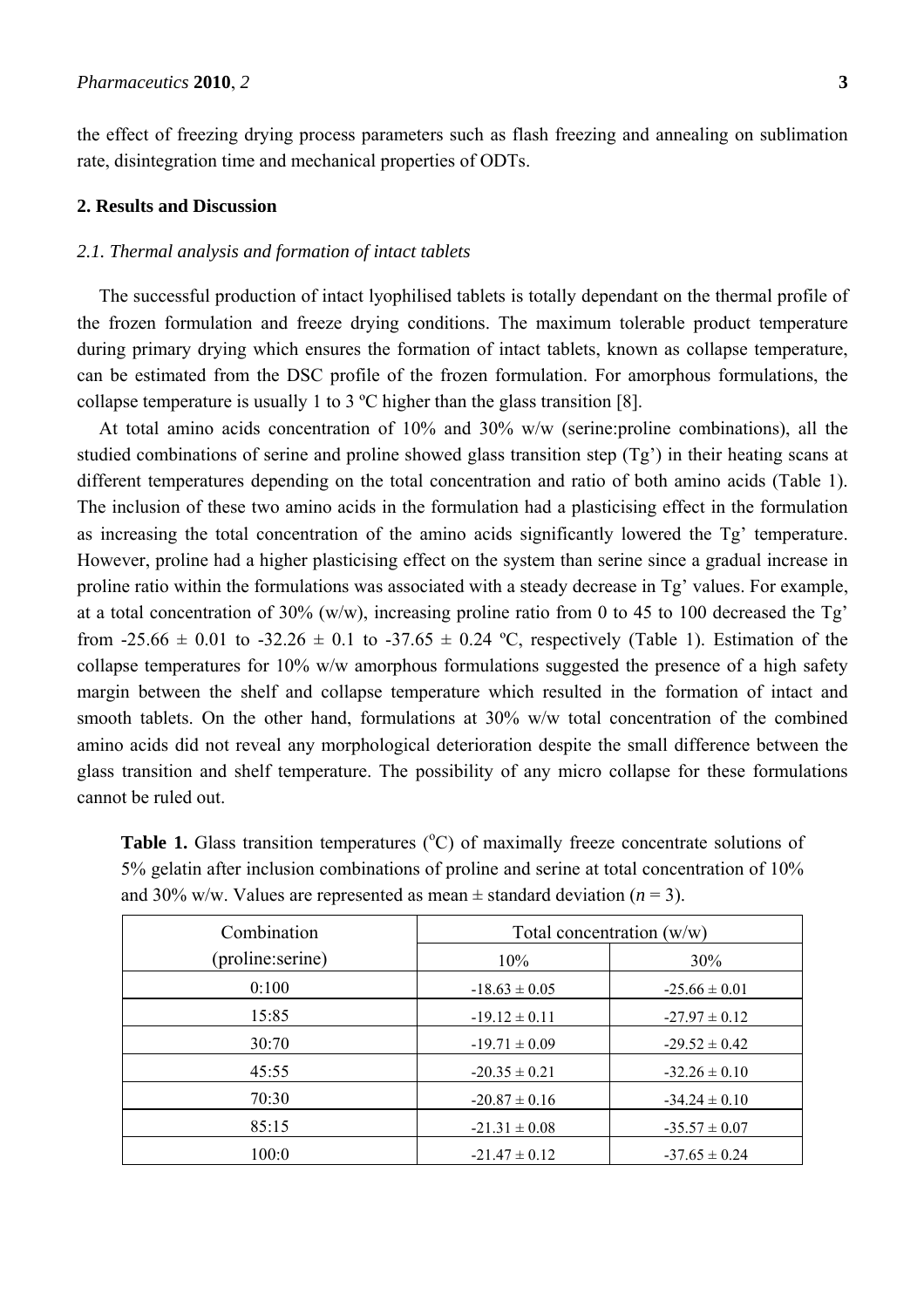the effect of freezing drying process parameters such as flash freezing and annealing on sublimation rate, disintegration time and mechanical properties of ODTs.

## 2. Results and Discussion

### *2.1. Thermal analysis and formation of intact tablets*

The successful production of intact lyophilised tablets is totally dependant on the thermal profile of the frozen formulation and freeze drying conditions. The maximum tolerable product temperature during primary drying which ensures the formation of intact tablets, known as collapse temperature, can be estimated from the DSC profile of the frozen formulation. For amorphous formulations, the collapse temperature is usually 1 to 3 ºC higher than the glass transition [8].

At total amino acids concentration of 10% and 30% w/w (serine:proline combinations), all the studied combinations of serine and proline showed glass transition step (Tg') in their heating scans at different temperatures depending on the total concentration and ratio of both amino acids (Table 1). The inclusion of these two amino acids in the formulation had a plasticising effect in the formulation as increasing the total concentration of the amino acids significantly lowered the Tg' temperature. However, proline had a higher plasticising effect on the system than serine since a gradual increase in proline ratio within the formulations was associated with a steady decrease in Tg' values. For example, at a total concentration of 30% (w/w), increasing proline ratio from 0 to 45 to 100 decreased the Tg' from -25.66 ± 0.01 to -32.26 ± 0.1 to -37.65 ± 0.24 ºC, respectively (Table 1). Estimation of the collapse temperatures for 10% w/w amorphous formulations suggested the presence of a high safety margin between the shelf and collapse temperature which resulted in the formation of intact and smooth tablets. On the other hand, formulations at 30% w/w total concentration of the combined amino acids did not reveal any morphological deterioration despite the small difference between the glass transition and shelf temperature. The possibility of any micro collapse for these formulations cannot be ruled out.

**Table 1.** Glass transition temperatures (ºC) of maximally freeze concentrate solutions of 5% gelatin after inclusion combinations of proline and serine at total concentration of 10% and 30% w/w. Values are represented as mean ± standard deviation ($n$ = 3).

| Combination (proline:serine) | Total concentration (w/w) | |
|---|---|---|
| | 10% | 30% |
| 0:100 | -18.63 ± 0.05 | -25.66 ± 0.01 |
| 15:85 | -19.12 ± 0.11 | -27.97 ± 0.12 |
| 30:70 | -19.71 ± 0.09 | -29.52 ± 0.42 |
| 45:55 | -20.35 ± 0.21 | -32.26 ± 0.10 |
| 70:30 | -20.87 ± 0.16 | -34.24 ± 0.10 |
| 85:15 | -21.31 ± 0.08 | -35.57 ± 0.07 |
| 100:0 | -21.47 ± 0.12 | -37.65 ± 0.24 |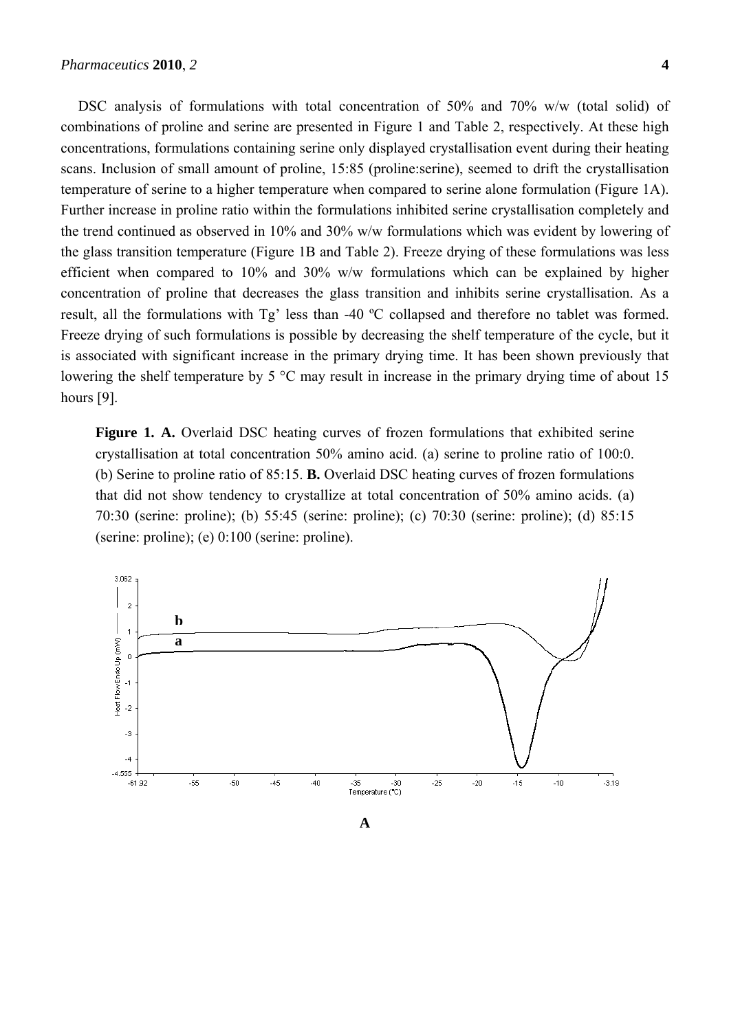DSC analysis of formulations with total concentration of 50% and 70% w/w (total solid) of combinations of proline and serine are presented in Figure 1 and Table 2, respectively. At these high concentrations, formulations containing serine only displayed crystallisation event during their heating scans. Inclusion of small amount of proline, 15:85 (proline:serine), seemed to drift the crystallisation temperature of serine to a higher temperature when compared to serine alone formulation (Figure 1A). Further increase in proline ratio within the formulations inhibited serine crystallisation completely and the trend continued as observed in 10% and 30% w/w formulations which was evident by lowering of the glass transition temperature (Figure 1B and Table 2). Freeze drying of these formulations was less efficient when compared to 10% and 30% w/w formulations which can be explained by higher concentration of proline that decreases the glass transition and inhibits serine crystallisation. As a result, all the formulations with Tg' less than -40 ºC collapsed and therefore no tablet was formed. Freeze drying of such formulations is possible by decreasing the shelf temperature of the cycle, but it is associated with significant increase in the primary drying time. It has been shown previously that lowering the shelf temperature by 5 °C may result in increase in the primary drying time of about 15 hours [9].

**Figure 1. A.** Overlaid DSC heating curves of frozen formulations that exhibited serine crystallisation at total concentration 50% amino acid. (a) serine to proline ratio of 100:0. (b) Serine to proline ratio of 85:15. **B.** Overlaid DSC heating curves of frozen formulations that did not show tendency to crystallize at total concentration of 50% amino acids. (a) 70:30 (serine: proline); (b) 55:45 (serine: proline); (c) 70:30 (serine: proline); (d) 85:15 (serine: proline); (e) 0:100 (serine: proline).

**A**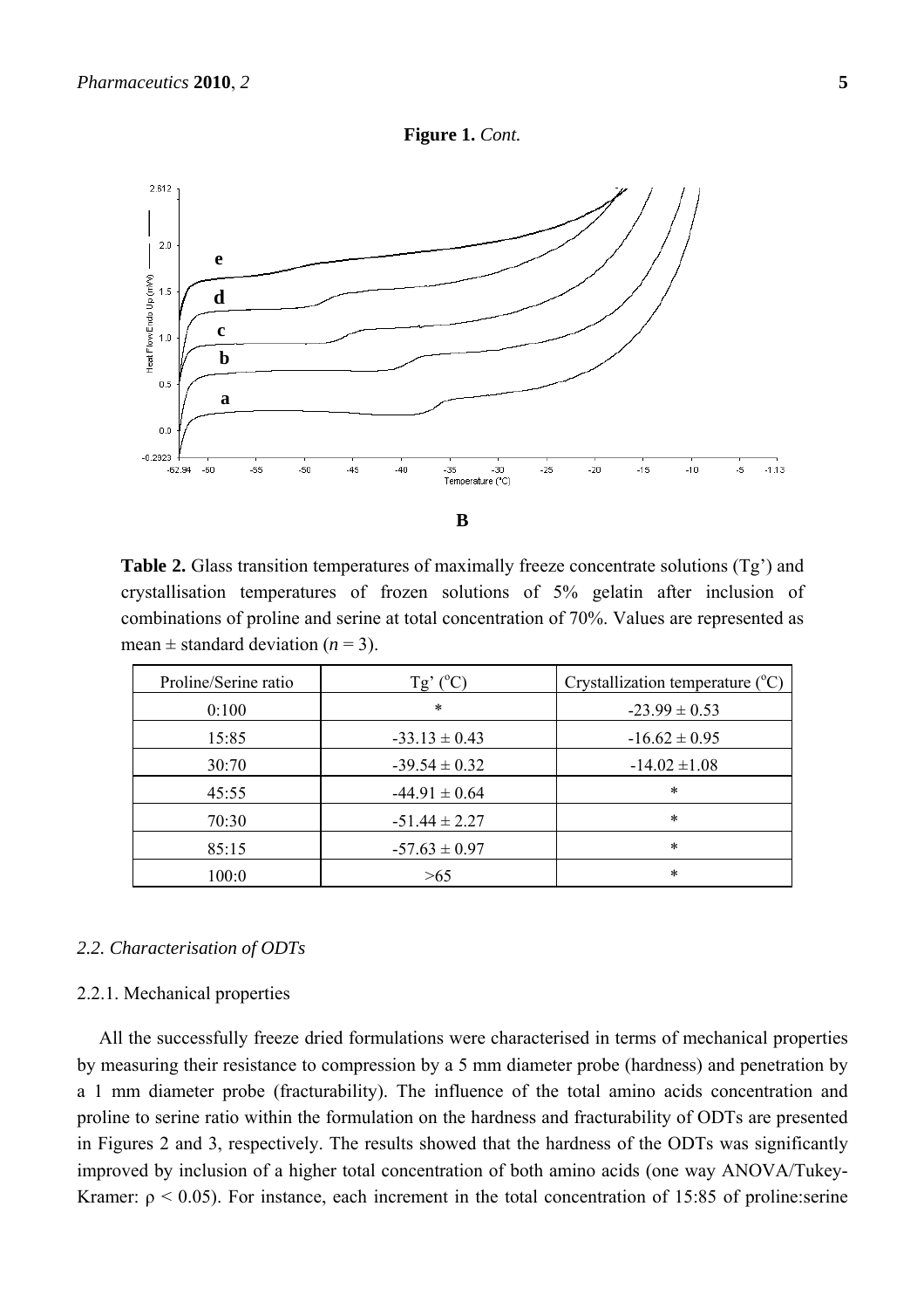**Figure 1.** *Cont.*

**B**

**Table 2.** Glass transition temperatures of maximally freeze concentrate solutions (Tg') and crystallisation temperatures of frozen solutions of 5% gelatin after inclusion of combinations of proline and serine at total concentration of 70%. Values are represented as mean ± standard deviation ($n = 3$).

| Proline/Serine ratio | Tg' (°C) | Crystallization temperature (°C) |
|---|---|---|
| 0:100 | * | -23.99 ± 0.53 |
| 15:85 | -33.13 ± 0.43 | -16.62 ± 0.95 |
| 30:70 | -39.54 ± 0.32 | -14.02 ±1.08 |
| 45:55 | -44.91 ± 0.64 | * |
| 70:30 | -51.44 ± 2.27 | * |
| 85:15 | -57.63 ± 0.97 | * |
| 100:0 | >65 | * |

### *2.2. Characterisation of ODTs*

#### 2.2.1. Mechanical properties

All the successfully freeze dried formulations were characterised in terms of mechanical properties by measuring their resistance to compression by a 5 mm diameter probe (hardness) and penetration by a 1 mm diameter probe (fracturability). The influence of the total amino acids concentration and proline to serine ratio within the formulation on the hardness and fracturability of ODTs are presented in Figures 2 and 3, respectively. The results showed that the hardness of the ODTs was significantly improved by inclusion of a higher total concentration of both amino acids (one way ANOVA/Tukey-Kramer: $\rho < 0.05$). For instance, each increment in the total concentration of 15:85 of proline:serine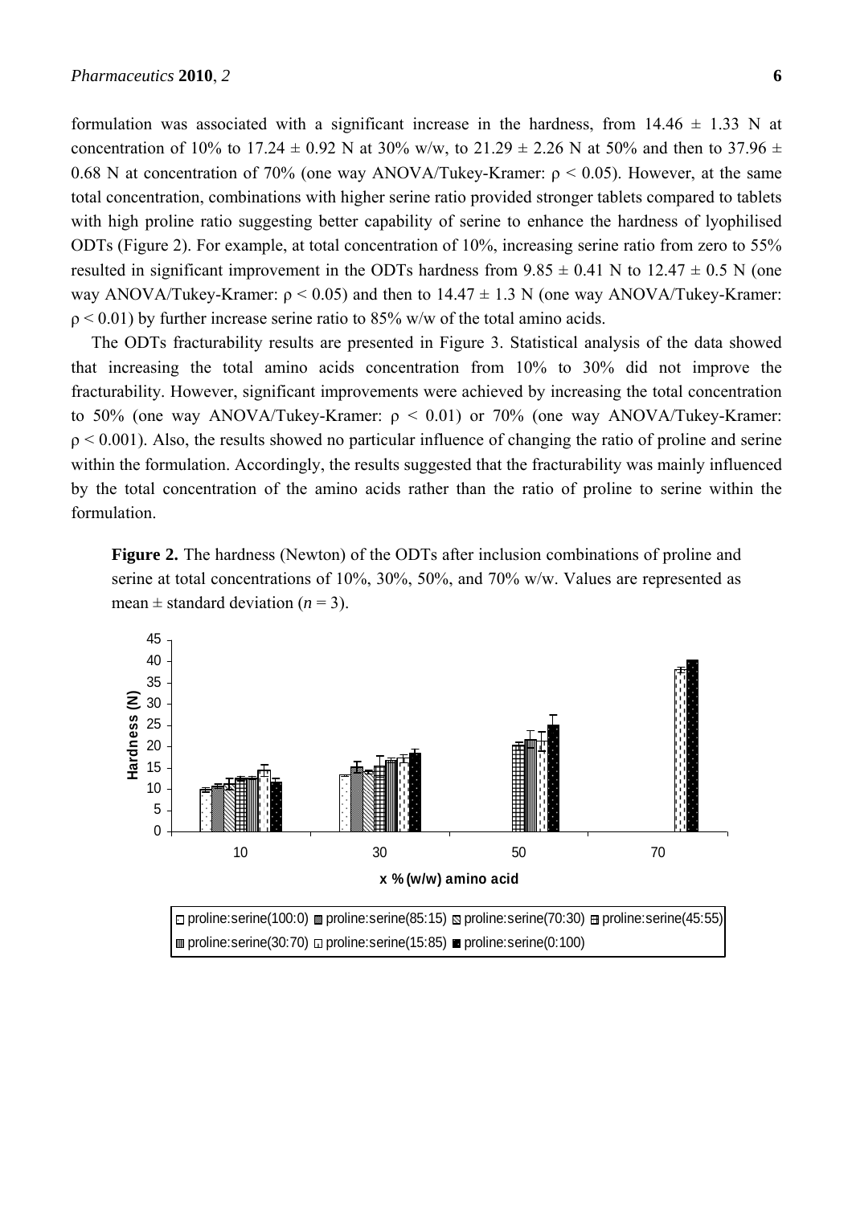formulation was associated with a significant increase in the hardness, from 14.46 ± 1.33 N at concentration of 10% to 17.24 ± 0.92 N at 30% w/w, to 21.29 ± 2.26 N at 50% and then to 37.96 ± 0.68 N at concentration of 70% (one way ANOVA/Tukey-Kramer: $\rho < 0.05$). However, at the same total concentration, combinations with higher serine ratio provided stronger tablets compared to tablets with high proline ratio suggesting better capability of serine to enhance the hardness of lyophilised ODTs (Figure 2). For example, at total concentration of 10%, increasing serine ratio from zero to 55% resulted in significant improvement in the ODTs hardness from 9.85 ± 0.41 N to 12.47 ± 0.5 N (one way ANOVA/Tukey-Kramer: $\rho < 0.05$) and then to 14.47 ± 1.3 N (one way ANOVA/Tukey-Kramer: $\rho < 0.01$) by further increase serine ratio to 85% w/w of the total amino acids.

The ODTs fracturability results are presented in Figure 3. Statistical analysis of the data showed that increasing the total amino acids concentration from 10% to 30% did not improve the fracturability. However, significant improvements were achieved by increasing the total concentration to 50% (one way ANOVA/Tukey-Kramer: $\rho < 0.01$) or 70% (one way ANOVA/Tukey-Kramer: $\rho < 0.001$). Also, the results showed no particular influence of changing the ratio of proline and serine within the formulation. Accordingly, the results suggested that the fracturability was mainly influenced by the total concentration of the amino acids rather than the ratio of proline to serine within the formulation.

**Figure 2.** The hardness (Newton) of the ODTs after inclusion combinations of proline and serine at total concentrations of 10%, 30%, 50%, and 70% w/w. Values are represented as mean ± standard deviation ($n = 3$).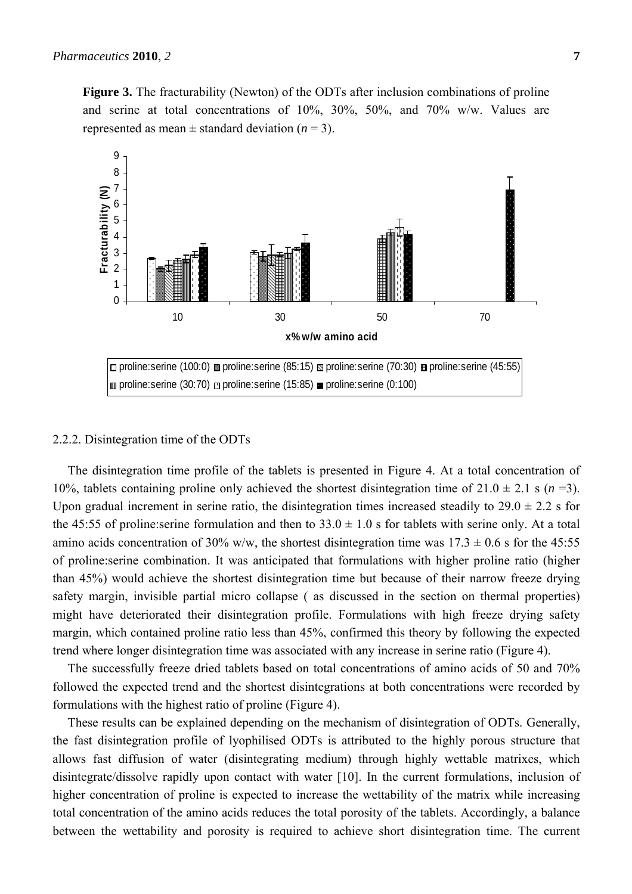**Figure 3.** The fracturability (Newton) of the ODTs after inclusion combinations of proline and serine at total concentrations of 10%, 30%, 50%, and 70% w/w. Values are represented as mean ± standard deviation ($n = 3$).

2.2.2. Disintegration time of the ODTs

The disintegration time profile of the tablets is presented in Figure 4. At a total concentration of 10%, tablets containing proline only achieved the shortest disintegration time of 21.0 ± 2.1 s ($n$ =3). Upon gradual increment in serine ratio, the disintegration times increased steadily to 29.0 ± 2.2 s for the 45:55 of proline:serine formulation and then to 33.0 ± 1.0 s for tablets with serine only. At a total amino acids concentration of 30% w/w, the shortest disintegration time was 17.3 ± 0.6 s for the 45:55 of proline:serine combination. It was anticipated that formulations with higher proline ratio (higher than 45%) would achieve the shortest disintegration time but because of their narrow freeze drying safety margin, invisible partial micro collapse ( as discussed in the section on thermal properties) might have deteriorated their disintegration profile. Formulations with high freeze drying safety margin, which contained proline ratio less than 45%, confirmed this theory by following the expected trend where longer disintegration time was associated with any increase in serine ratio (Figure 4).

The successfully freeze dried tablets based on total concentrations of amino acids of 50 and 70% followed the expected trend and the shortest disintegrations at both concentrations were recorded by formulations with the highest ratio of proline (Figure 4).

These results can be explained depending on the mechanism of disintegration of ODTs. Generally, the fast disintegration profile of lyophilised ODTs is attributed to the highly porous structure that allows fast diffusion of water (disintegrating medium) through highly wettable matrixes, which disintegrate/dissolve rapidly upon contact with water [10]. In the current formulations, inclusion of higher concentration of proline is expected to increase the wettability of the matrix while increasing total concentration of the amino acids reduces the total porosity of the tablets. Accordingly, a balance between the wettability and porosity is required to achieve short disintegration time. The current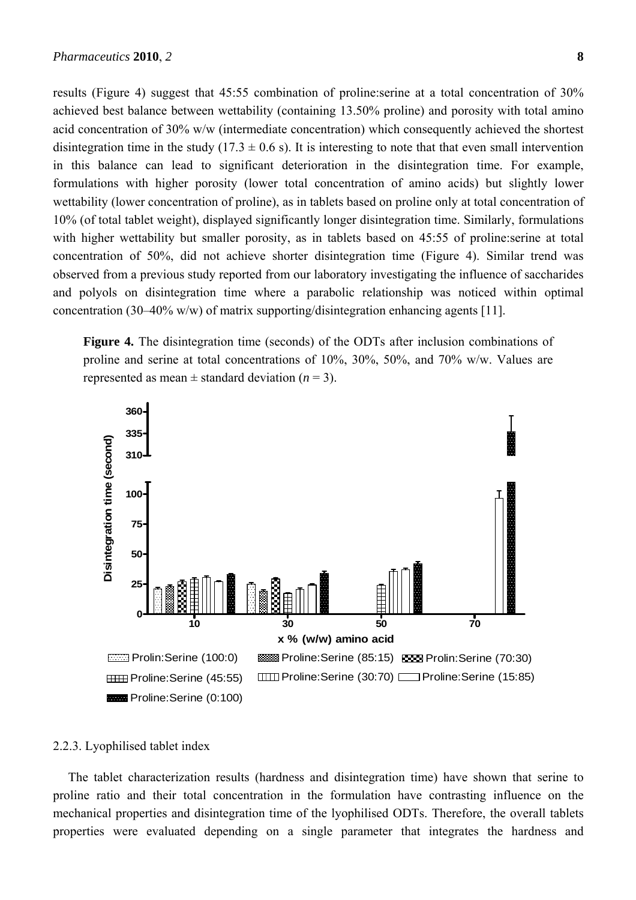results (Figure 4) suggest that 45:55 combination of proline:serine at a total concentration of 30% achieved best balance between wettability (containing 13.50% proline) and porosity with total amino acid concentration of 30% w/w (intermediate concentration) which consequently achieved the shortest disintegration time in the study (17.3 ± 0.6 s). It is interesting to note that that even small intervention in this balance can lead to significant deterioration in the disintegration time. For example, formulations with higher porosity (lower total concentration of amino acids) but slightly lower wettability (lower concentration of proline), as in tablets based on proline only at total concentration of 10% (of total tablet weight), displayed significantly longer disintegration time. Similarly, formulations with higher wettability but smaller porosity, as in tablets based on 45:55 of proline:serine at total concentration of 50%, did not achieve shorter disintegration time (Figure 4). Similar trend was observed from a previous study reported from our laboratory investigating the influence of saccharides and polyols on disintegration time where a parabolic relationship was noticed within optimal concentration (30–40% w/w) of matrix supporting/disintegration enhancing agents [11].

**Figure 4.** The disintegration time (seconds) of the ODTs after inclusion combinations of proline and serine at total concentrations of 10%, 30%, 50%, and 70% w/w. Values are represented as mean ± standard deviation (*n* = 3).

### 2.2.3. Lyophilised tablet index

The tablet characterization results (hardness and disintegration time) have shown that serine to proline ratio and their total concentration in the formulation have contrasting influence on the mechanical properties and disintegration time of the lyophilised ODTs. Therefore, the overall tablets properties were evaluated depending on a single parameter that integrates the hardness and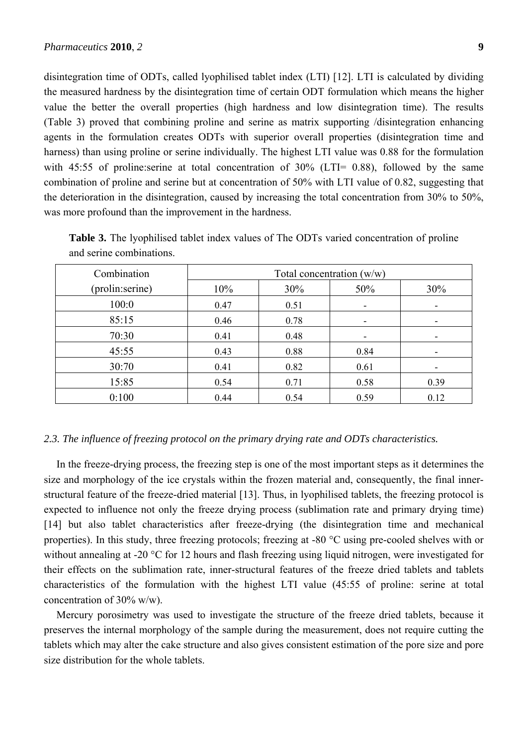disintegration time of ODTs, called lyophilised tablet index (LTI) [12]. LTI is calculated by dividing the measured hardness by the disintegration time of certain ODT formulation which means the higher value the better the overall properties (high hardness and low disintegration time). The results (Table 3) proved that combining proline and serine as matrix supporting /disintegration enhancing agents in the formulation creates ODTs with superior overall properties (disintegration time and harness) than using proline or serine individually. The highest LTI value was 0.88 for the formulation with 45:55 of proline:serine at total concentration of 30% (LTI= 0.88), followed by the same combination of proline and serine but at concentration of 50% with LTI value of 0.82, suggesting that the deterioration in the disintegration, caused by increasing the total concentration from 30% to 50%, was more profound than the improvement in the hardness.

**Table 3.** The lyophilised tablet index values of The ODTs varied concentration of proline and serine combinations.

| Combination (prolin:serine) | Total concentration (w/w) | | | |
|---|---|---|---|---|
| | 10% | 30% | 50% | 30% |
| 100:0 | 0.47 | 0.51 | - | - |
| 85:15 | 0.46 | 0.78 | - | - |
| 70:30 | 0.41 | 0.48 | - | - |
| 45:55 | 0.43 | 0.88 | 0.84 | - |
| 30:70 | 0.41 | 0.82 | 0.61 | - |
| 15:85 | 0.54 | 0.71 | 0.58 | 0.39 |
| 0:100 | 0.44 | 0.54 | 0.59 | 0.12 |

*2.3. The influence of freezing protocol on the primary drying rate and ODTs characteristics.*

In the freeze-drying process, the freezing step is one of the most important steps as it determines the size and morphology of the ice crystals within the frozen material and, consequently, the final inner-structural feature of the freeze-dried material [13]. Thus, in lyophilised tablets, the freezing protocol is expected to influence not only the freeze drying process (sublimation rate and primary drying time) [14] but also tablet characteristics after freeze-drying (the disintegration time and mechanical properties). In this study, three freezing protocols; freezing at -80 °C using pre-cooled shelves with or without annealing at -20 °C for 12 hours and flash freezing using liquid nitrogen, were investigated for their effects on the sublimation rate, inner-structural features of the freeze dried tablets and tablets characteristics of the formulation with the highest LTI value (45:55 of proline: serine at total concentration of 30% w/w).

Mercury porosimetry was used to investigate the structure of the freeze dried tablets, because it preserves the internal morphology of the sample during the measurement, does not require cutting the tablets which may alter the cake structure and also gives consistent estimation of the pore size and pore size distribution for the whole tablets.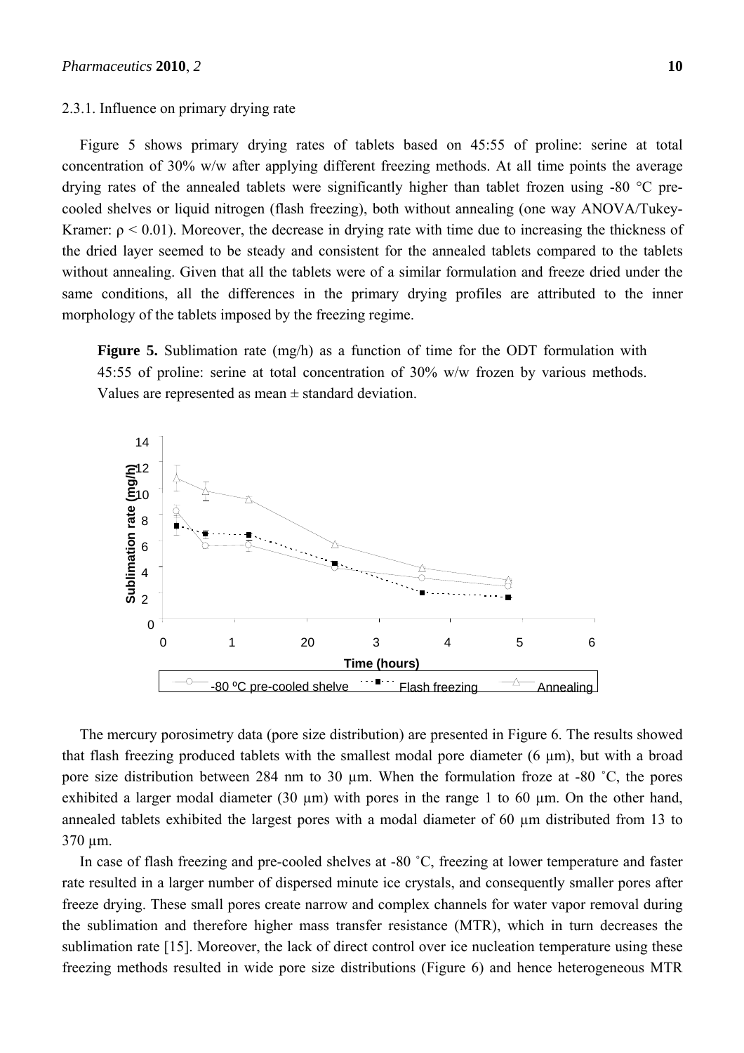### 2.3.1. Influence on primary drying rate

Figure 5 shows primary drying rates of tablets based on 45:55 of proline: serine at total concentration of 30% w/w after applying different freezing methods. At all time points the average drying rates of the annealed tablets were significantly higher than tablet frozen using -80 °C pre-cooled shelves or liquid nitrogen (flash freezing), both without annealing (one way ANOVA/Tukey-Kramer: $\rho < 0.01$). Moreover, the decrease in drying rate with time due to increasing the thickness of the dried layer seemed to be steady and consistent for the annealed tablets compared to the tablets without annealing. Given that all the tablets were of a similar formulation and freeze dried under the same conditions, all the differences in the primary drying profiles are attributed to the inner morphology of the tablets imposed by the freezing regime.

**Figure 5.** Sublimation rate (mg/h) as a function of time for the ODT formulation with 45:55 of proline: serine at total concentration of 30% w/w frozen by various methods. Values are represented as mean ± standard deviation.

The mercury porosimetry data (pore size distribution) are presented in Figure 6. The results showed that flash freezing produced tablets with the smallest modal pore diameter (6 µm), but with a broad pore size distribution between 284 nm to 30 µm. When the formulation froze at -80 ˚C, the pores exhibited a larger modal diameter (30 µm) with pores in the range 1 to 60 µm. On the other hand, annealed tablets exhibited the largest pores with a modal diameter of 60 µm distributed from 13 to 370 µm.

In case of flash freezing and pre-cooled shelves at -80 ˚C, freezing at lower temperature and faster rate resulted in a larger number of dispersed minute ice crystals, and consequently smaller pores after freeze drying. These small pores create narrow and complex channels for water vapor removal during the sublimation and therefore higher mass transfer resistance (MTR), which in turn decreases the sublimation rate [15]. Moreover, the lack of direct control over ice nucleation temperature using these freezing methods resulted in wide pore size distributions (Figure 6) and hence heterogeneous MTR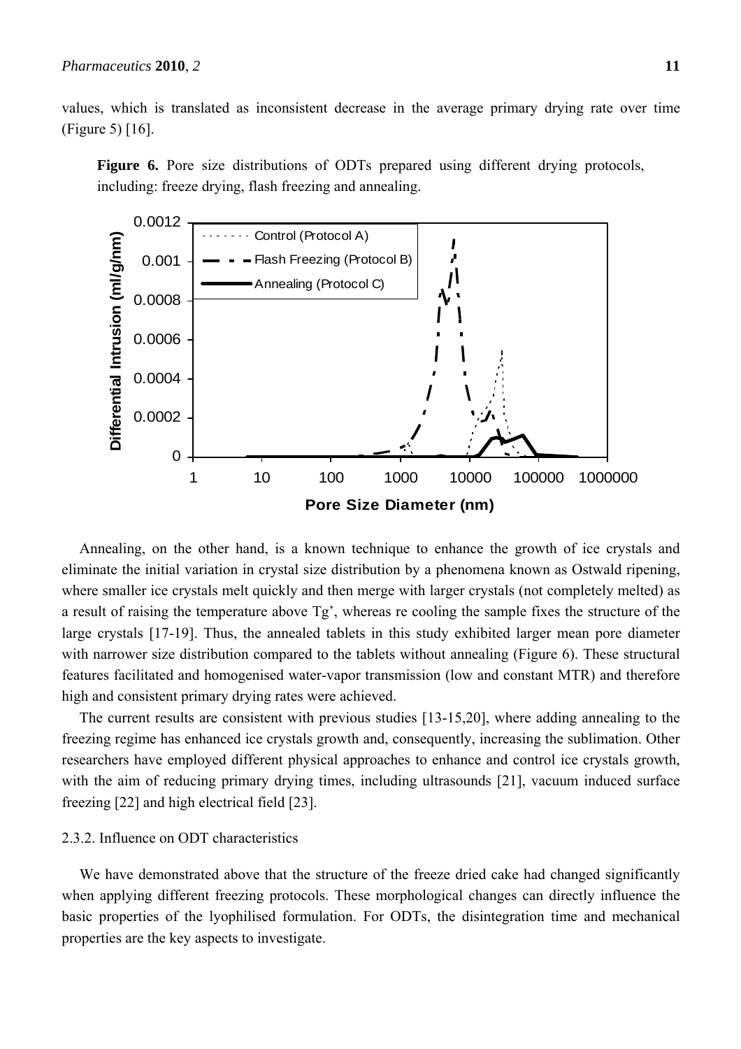values, which is translated as inconsistent decrease in the average primary drying rate over time (Figure 5) [16].

**Figure 6.** Pore size distributions of ODTs prepared using different drying protocols, including: freeze drying, flash freezing and annealing.

Annealing, on the other hand, is a known technique to enhance the growth of ice crystals and eliminate the initial variation in crystal size distribution by a phenomena known as Ostwald ripening, where smaller ice crystals melt quickly and then merge with larger crystals (not completely melted) as a result of raising the temperature above Tg', whereas re cooling the sample fixes the structure of the large crystals [17-19]. Thus, the annealed tablets in this study exhibited larger mean pore diameter with narrower size distribution compared to the tablets without annealing (Figure 6). These structural features facilitated and homogenised water-vapor transmission (low and constant MTR) and therefore high and consistent primary drying rates were achieved.

The current results are consistent with previous studies [13-15,20], where adding annealing to the freezing regime has enhanced ice crystals growth and, consequently, increasing the sublimation. Other researchers have employed different physical approaches to enhance and control ice crystals growth, with the aim of reducing primary drying times, including ultrasounds [21], vacuum induced surface freezing [22] and high electrical field [23].

### 2.3.2. Influence on ODT characteristics

We have demonstrated above that the structure of the freeze dried cake had changed significantly when applying different freezing protocols. These morphological changes can directly influence the basic properties of the lyophilised formulation. For ODTs, the disintegration time and mechanical properties are the key aspects to investigate.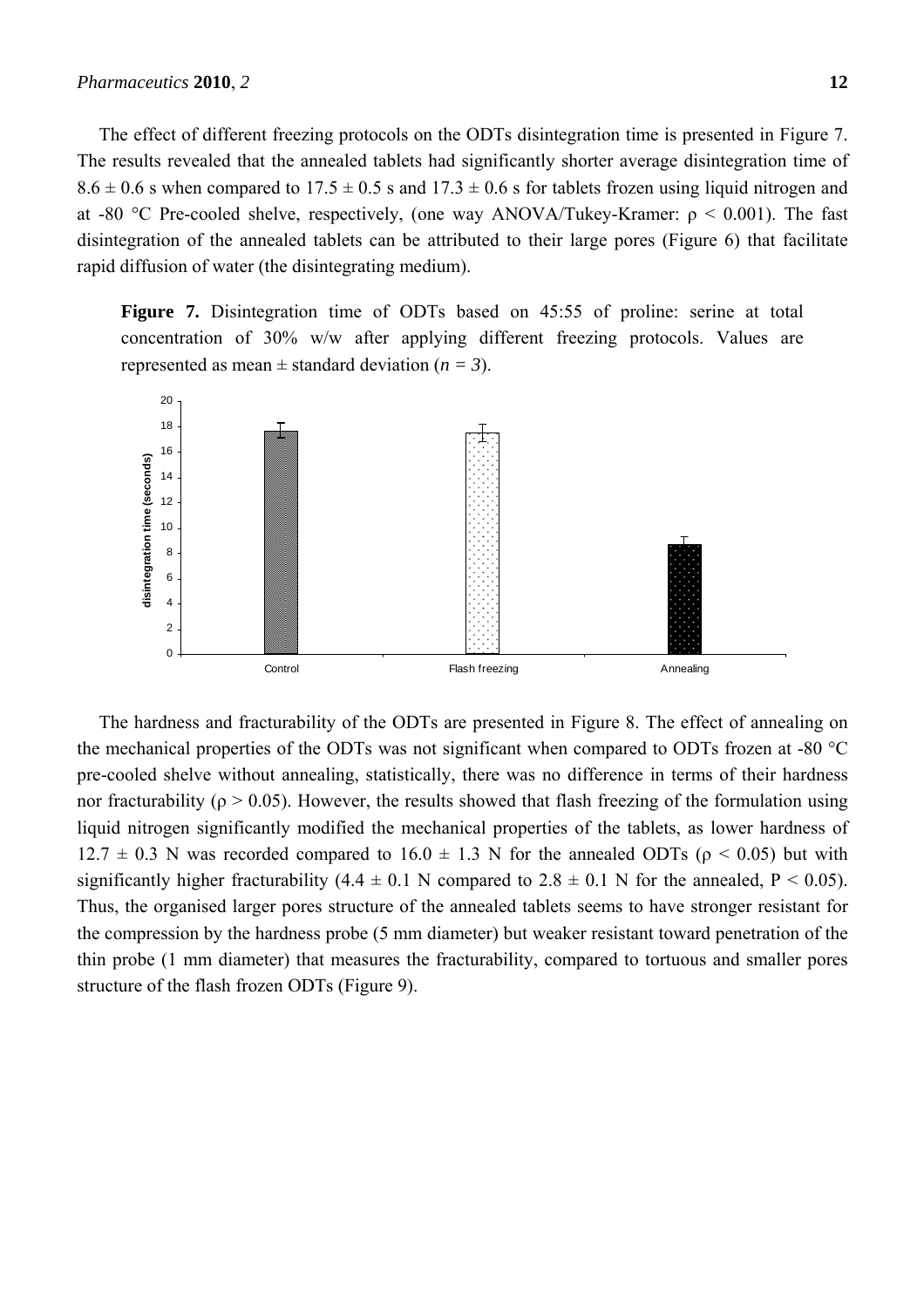The effect of different freezing protocols on the ODTs disintegration time is presented in Figure 7. The results revealed that the annealed tablets had significantly shorter average disintegration time of $8.6 \pm 0.6$ s when compared to $17.5 \pm 0.5$ s and $17.3 \pm 0.6$ s for tablets frozen using liquid nitrogen and at -80 °C Pre-cooled shelve, respectively, (one way ANOVA/Tukey-Kramer: $\rho < 0.001$). The fast disintegration of the annealed tablets can be attributed to their large pores (Figure 6) that facilitate rapid diffusion of water (the disintegrating medium).

**Figure 7.** Disintegration time of ODTs based on 45:55 of proline: serine at total concentration of 30% w/w after applying different freezing protocols. Values are represented as mean ± standard deviation (*n = 3*).

The hardness and fracturability of the ODTs are presented in Figure 8. The effect of annealing on the mechanical properties of the ODTs was not significant when compared to ODTs frozen at -80 °C pre-cooled shelve without annealing, statistically, there was no difference in terms of their hardness nor fracturability ($\rho > 0.05$). However, the results showed that flash freezing of the formulation using liquid nitrogen significantly modified the mechanical properties of the tablets, as lower hardness of $12.7 \pm 0.3$ N was recorded compared to $16.0 \pm 1.3$ N for the annealed ODTs ($\rho < 0.05$) but with significantly higher fracturability ($4.4 \pm 0.1$ N compared to $2.8 \pm 0.1$ N for the annealed, $P < 0.05$). Thus, the organised larger pores structure of the annealed tablets seems to have stronger resistant for the compression by the hardness probe (5 mm diameter) but weaker resistant toward penetration of the thin probe (1 mm diameter) that measures the fracturability, compared to tortuous and smaller pores structure of the flash frozen ODTs (Figure 9).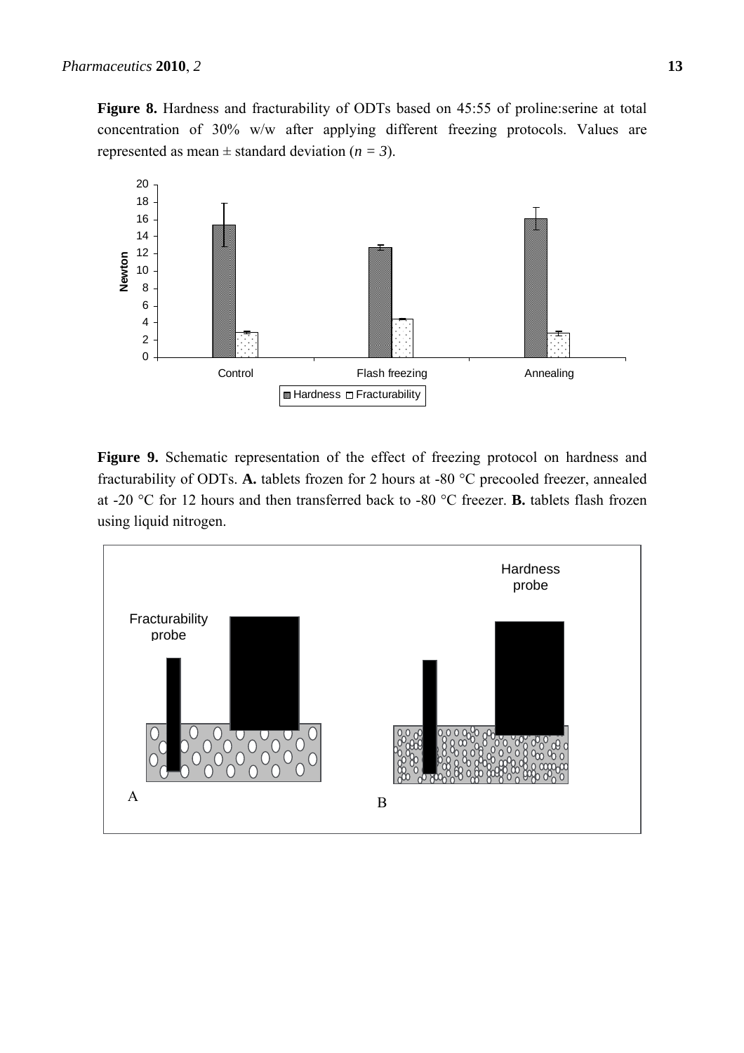**Figure 8.** Hardness and fracturability of ODTs based on 45:55 of proline:serine at total concentration of 30% w/w after applying different freezing protocols. Values are represented as mean ± standard deviation (*n = 3*).

**Figure 9.** Schematic representation of the effect of freezing protocol on hardness and fracturability of ODTs. **A.** tablets frozen for 2 hours at -80 °C precooled freezer, annealed at -20 °C for 12 hours and then transferred back to -80 °C freezer. **B.** tablets flash frozen using liquid nitrogen.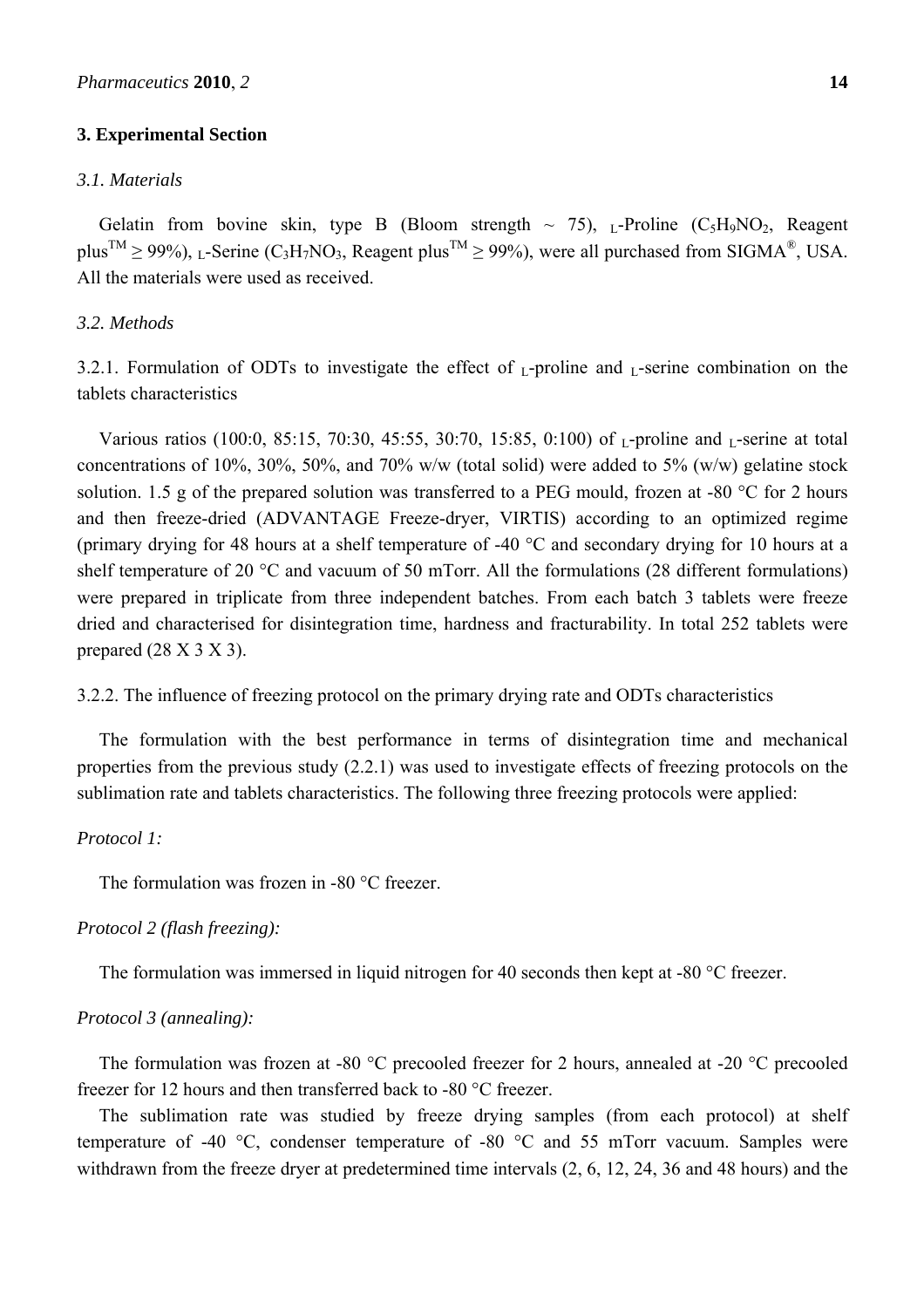## 3. Experimental Section

### *3.1. Materials*

Gelatin from bovine skin, type B (Bloom strength ~ 75), L-Proline ($C_5H_9NO_2$, Reagent plus™ ≥ 99%), L-Serine ($C_3H_7NO_3$, Reagent plus™ ≥ 99%), were all purchased from SIGMA®, USA. All the materials were used as received.

### *3.2. Methods*

3.2.1. Formulation of ODTs to investigate the effect of L-proline and L-serine combination on the tablets characteristics

Various ratios (100:0, 85:15, 70:30, 45:55, 30:70, 15:85, 0:100) of L-proline and L-serine at total concentrations of 10%, 30%, 50%, and 70% w/w (total solid) were added to 5% (w/w) gelatine stock solution. 1.5 g of the prepared solution was transferred to a PEG mould, frozen at -80 °C for 2 hours and then freeze-dried (ADVANTAGE Freeze-dryer, VIRTIS) according to an optimized regime (primary drying for 48 hours at a shelf temperature of -40 °C and secondary drying for 10 hours at a shelf temperature of 20 °C and vacuum of 50 mTorr. All the formulations (28 different formulations) were prepared in triplicate from three independent batches. From each batch 3 tablets were freeze dried and characterised for disintegration time, hardness and fracturability. In total 252 tablets were prepared (28 X 3 X 3).

3.2.2. The influence of freezing protocol on the primary drying rate and ODTs characteristics

The formulation with the best performance in terms of disintegration time and mechanical properties from the previous study (2.2.1) was used to investigate effects of freezing protocols on the sublimation rate and tablets characteristics. The following three freezing protocols were applied:

*Protocol 1:*

The formulation was frozen in -80 °C freezer.

*Protocol 2 (flash freezing):*

The formulation was immersed in liquid nitrogen for 40 seconds then kept at -80 °C freezer.

*Protocol 3 (annealing):*

The formulation was frozen at -80 °C precooled freezer for 2 hours, annealed at -20 °C precooled freezer for 12 hours and then transferred back to -80 °C freezer.

The sublimation rate was studied by freeze drying samples (from each protocol) at shelf temperature of -40 °C, condenser temperature of -80 °C and 55 mTorr vacuum. Samples were withdrawn from the freeze dryer at predetermined time intervals (2, 6, 12, 24, 36 and 48 hours) and the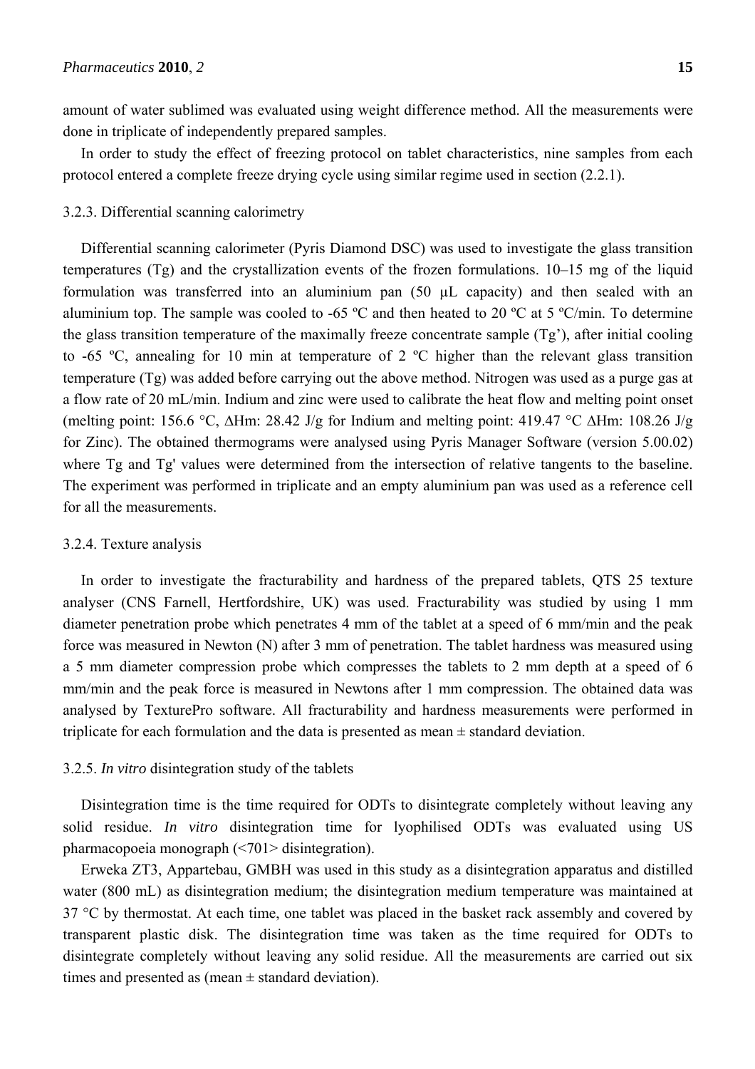amount of water sublimed was evaluated using weight difference method. All the measurements were done in triplicate of independently prepared samples.

In order to study the effect of freezing protocol on tablet characteristics, nine samples from each protocol entered a complete freeze drying cycle using similar regime used in section (2.2.1).

### 3.2.3. Differential scanning calorimetry

Differential scanning calorimeter (Pyris Diamond DSC) was used to investigate the glass transition temperatures (Tg) and the crystallization events of the frozen formulations. 10–15 mg of the liquid formulation was transferred into an aluminium pan (50 µL capacity) and then sealed with an aluminium top. The sample was cooled to -65 ºC and then heated to 20 ºC at 5 ºC/min. To determine the glass transition temperature of the maximally freeze concentrate sample (Tg'), after initial cooling to -65 ºC, annealing for 10 min at temperature of 2 ºC higher than the relevant glass transition temperature (Tg) was added before carrying out the above method. Nitrogen was used as a purge gas at a flow rate of 20 mL/min. Indium and zinc were used to calibrate the heat flow and melting point onset (melting point: 156.6 °C, ΔHm: 28.42 J/g for Indium and melting point: 419.47 °C ΔHm: 108.26 J/g for Zinc). The obtained thermograms were analysed using Pyris Manager Software (version 5.00.02) where Tg and Tg' values were determined from the intersection of relative tangents to the baseline. The experiment was performed in triplicate and an empty aluminium pan was used as a reference cell for all the measurements.

### 3.2.4. Texture analysis

In order to investigate the fracturability and hardness of the prepared tablets, QTS 25 texture analyser (CNS Farnell, Hertfordshire, UK) was used. Fracturability was studied by using 1 mm diameter penetration probe which penetrates 4 mm of the tablet at a speed of 6 mm/min and the peak force was measured in Newton (N) after 3 mm of penetration. The tablet hardness was measured using a 5 mm diameter compression probe which compresses the tablets to 2 mm depth at a speed of 6 mm/min and the peak force is measured in Newtons after 1 mm compression. The obtained data was analysed by TexturePro software. All fracturability and hardness measurements were performed in triplicate for each formulation and the data is presented as mean ± standard deviation.

### 3.2.5. *In vitro* disintegration study of the tablets

Disintegration time is the time required for ODTs to disintegrate completely without leaving any solid residue. *In vitro* disintegration time for lyophilised ODTs was evaluated using US pharmacopoeia monograph (<701> disintegration).

Erweka ZT3, Appartebau, GMBH was used in this study as a disintegration apparatus and distilled water (800 mL) as disintegration medium; the disintegration medium temperature was maintained at 37 °C by thermostat. At each time, one tablet was placed in the basket rack assembly and covered by transparent plastic disk. The disintegration time was taken as the time required for ODTs to disintegrate completely without leaving any solid residue. All the measurements are carried out six times and presented as (mean ± standard deviation).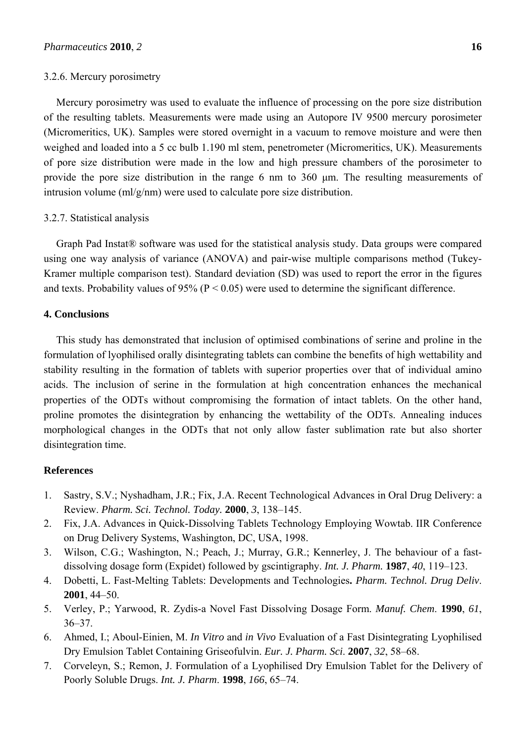3.2.6. Mercury porosimetry

Mercury porosimetry was used to evaluate the influence of processing on the pore size distribution of the resulting tablets. Measurements were made using an Autopore IV 9500 mercury porosimeter (Micromeritics, UK). Samples were stored overnight in a vacuum to remove moisture and were then weighed and loaded into a 5 cc bulb 1.190 ml stem, penetrometer (Micromeritics, UK). Measurements of pore size distribution were made in the low and high pressure chambers of the porosimeter to provide the pore size distribution in the range 6 nm to 360 μm. The resulting measurements of intrusion volume (ml/g/nm) were used to calculate pore size distribution.

3.2.7. Statistical analysis

Graph Pad Instat® software was used for the statistical analysis study. Data groups were compared using one way analysis of variance (ANOVA) and pair-wise multiple comparisons method (Tukey-Kramer multiple comparison test). Standard deviation (SD) was used to report the error in the figures and texts. Probability values of 95% ($P < 0.05$) were used to determine the significant difference.

## 4. Conclusions

This study has demonstrated that inclusion of optimised combinations of serine and proline in the formulation of lyophilised orally disintegrating tablets can combine the benefits of high wettability and stability resulting in the formation of tablets with superior properties over that of individual amino acids. The inclusion of serine in the formulation at high concentration enhances the mechanical properties of the ODTs without compromising the formation of intact tablets. On the other hand, proline promotes the disintegration by enhancing the wettability of the ODTs. Annealing induces morphological changes in the ODTs that not only allow faster sublimation rate but also shorter disintegration time.

## References

1. Sastry, S.V.; Nyshadham, J.R.; Fix, J.A. Recent Technological Advances in Oral Drug Delivery: a Review. *Pharm. Sci. Technol. Today.* **2000**, *3*, 138–145.
2. Fix, J.A. Advances in Quick-Dissolving Tablets Technology Employing Wowtab. IIR Conference on Drug Delivery Systems, Washington, DC, USA, 1998.
3. Wilson, C.G.; Washington, N.; Peach, J.; Murray, G.R.; Kennerley, J. The behaviour of a fast-dissolving dosage form (Expidet) followed by gscintigraphy. *Int. J. Pharm.* **1987**, *40*, 119–123.
4. Dobetti, L. Fast-Melting Tablets: Developments and Technologies**.** *Pharm. Technol. Drug Deliv*. **2001**, 44–50.
5. Verley, P.; Yarwood, R. Zydis-a Novel Fast Dissolving Dosage Form. *Manuf. Chem*. **1990**, *61*, 36–37.
6. Ahmed, I.; Aboul-Einien, M. *In Vitro* and *in Vivo* Evaluation of a Fast Disintegrating Lyophilised Dry Emulsion Tablet Containing Griseofulvin. *Eur. J. Pharm. Sci*. **2007**, *32*, 58–68.
7. Corveleyn, S.; Remon, J. Formulation of a Lyophilised Dry Emulsion Tablet for the Delivery of Poorly Soluble Drugs. *Int. J. Pharm*. **1998**, *166*, 65–74.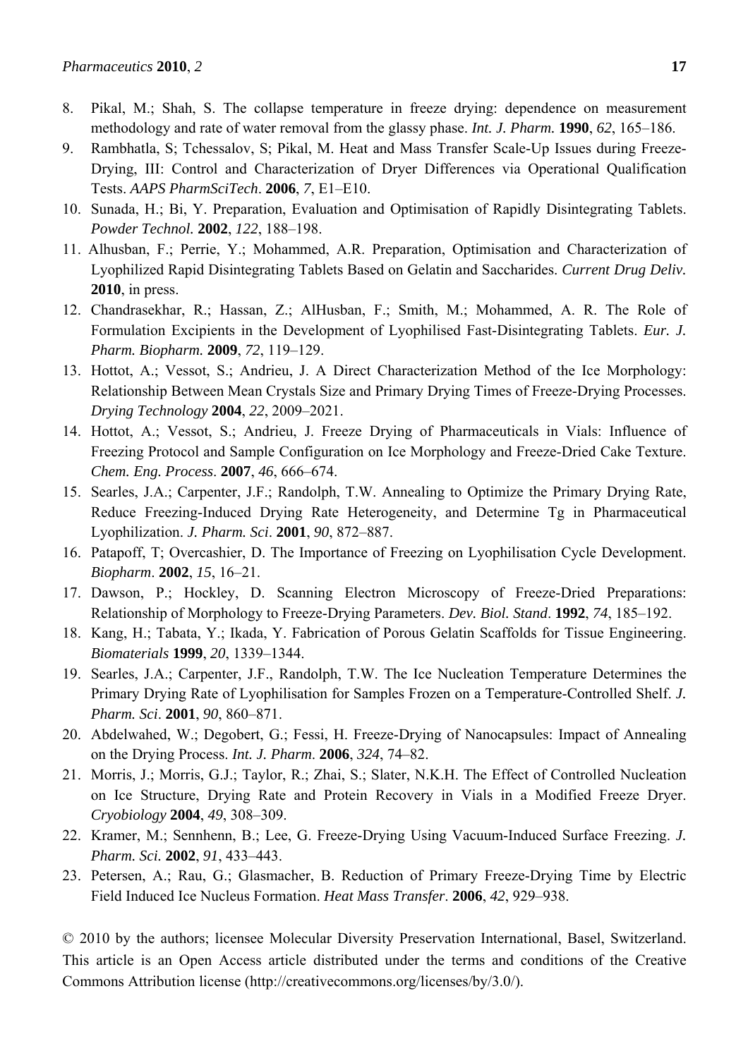8. Pikal, M.; Shah, S. The collapse temperature in freeze drying: dependence on measurement methodology and rate of water removal from the glassy phase. *Int. J. Pharm.* **1990**, *62*, 165–186.
9. Rambhatla, S; Tchessalov, S; Pikal, M. Heat and Mass Transfer Scale-Up Issues during Freeze-Drying, III: Control and Characterization of Dryer Differences via Operational Qualification Tests. *AAPS PharmSciTech*. **2006**, *7*, E1–E10.
10. Sunada, H.; Bi, Y. Preparation, Evaluation and Optimisation of Rapidly Disintegrating Tablets. *Powder Technol.* **2002**, *122*, 188–198.
11. Alhusban, F.; Perrie, Y.; Mohammed, A.R. Preparation, Optimisation and Characterization of Lyophilized Rapid Disintegrating Tablets Based on Gelatin and Saccharides. *Current Drug Deliv.* **2010**, in press.
12. Chandrasekhar, R.; Hassan, Z.; AlHusban, F.; Smith, M.; Mohammed, A. R. The Role of Formulation Excipients in the Development of Lyophilised Fast-Disintegrating Tablets. *Eur. J. Pharm. Biopharm.* **2009**, *72*, 119–129.
13. Hottot, A.; Vessot, S.; Andrieu, J. A Direct Characterization Method of the Ice Morphology: Relationship Between Mean Crystals Size and Primary Drying Times of Freeze-Drying Processes. *Drying Technology* **2004**, *22*, 2009–2021.
14. Hottot, A.; Vessot, S.; Andrieu, J. Freeze Drying of Pharmaceuticals in Vials: Influence of Freezing Protocol and Sample Configuration on Ice Morphology and Freeze-Dried Cake Texture. *Chem. Eng. Process*. **2007**, *46*, 666–674.
15. Searles, J.A.; Carpenter, J.F.; Randolph, T.W. Annealing to Optimize the Primary Drying Rate, Reduce Freezing-Induced Drying Rate Heterogeneity, and Determine Tg in Pharmaceutical Lyophilization. *J. Pharm. Sci*. **2001**, *90*, 872–887.
16. Patapoff, T; Overcashier, D. The Importance of Freezing on Lyophilisation Cycle Development. *Biopharm*. **2002**, *15*, 16–21.
17. Dawson, P.; Hockley, D. Scanning Electron Microscopy of Freeze-Dried Preparations: Relationship of Morphology to Freeze-Drying Parameters. *Dev. Biol. Stand*. **1992**, *74*, 185–192.
18. Kang, H.; Tabata, Y.; Ikada, Y. Fabrication of Porous Gelatin Scaffolds for Tissue Engineering. *Biomaterials* **1999**, *20*, 1339–1344.
19. Searles, J.A.; Carpenter, J.F., Randolph, T.W. The Ice Nucleation Temperature Determines the Primary Drying Rate of Lyophilisation for Samples Frozen on a Temperature-Controlled Shelf. *J. Pharm. Sci*. **2001**, *90*, 860–871.
20. Abdelwahed, W.; Degobert, G.; Fessi, H. Freeze-Drying of Nanocapsules: Impact of Annealing on the Drying Process. *Int. J. Pharm*. **2006**, *324*, 74–82.
21. Morris, J.; Morris, G.J.; Taylor, R.; Zhai, S.; Slater, N.K.H. The Effect of Controlled Nucleation on Ice Structure, Drying Rate and Protein Recovery in Vials in a Modified Freeze Dryer. *Cryobiology* **2004**, *49*, 308–309.
22. Kramer, M.; Sennhenn, B.; Lee, G. Freeze-Drying Using Vacuum-Induced Surface Freezing. *J. Pharm. Sci.* **2002**, *91*, 433–443.
23. Petersen, A.; Rau, G.; Glasmacher, B. Reduction of Primary Freeze-Drying Time by Electric Field Induced Ice Nucleus Formation. *Heat Mass Transfer*. **2006**, *42*, 929–938.

© 2010 by the authors; licensee Molecular Diversity Preservation International, Basel, Switzerland. This article is an Open Access article distributed under the terms and conditions of the Creative Commons Attribution license (http://creativecommons.org/licenses/by/3.0/).